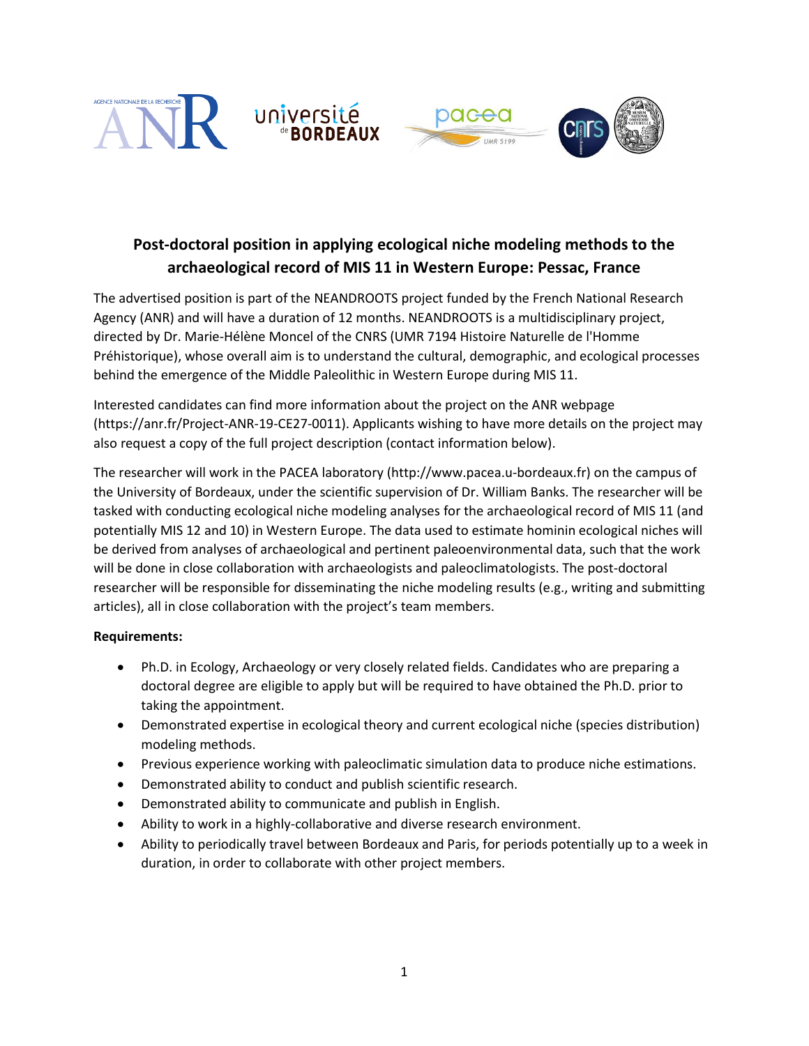# Post-doctoral position in applying ecological niche modeling methods to the archaeological record of MIS 11 in Western Europe: Pessac, France

The advertised position is part of the NEANDROOTS project funded by the French National Research Agency (ANR) and will have a duration of 12 months. NEANDROOTS is a multidisciplinary project, directed by Dr. Marie-Hélène Moncel of the CNRS (UMR 7194 Histoire Naturelle de l'Homme Préhistorique), whose overall aim is to understand the cultural, demographic, and ecological processes behind the emergence of the Middle Paleolithic in Western Europe during MIS 11.

Interested candidates can find more information about the project on the ANR webpage (https://anr.fr/Project-ANR-19-CE27-0011). Applicants wishing to have more details on the project may also request a copy of the full project description (contact information below).

The researcher will work in the PACEA laboratory (http://www.pacea.u-bordeaux.fr) on the campus of the University of Bordeaux, under the scientific supervision of Dr. William Banks. The researcher will be tasked with conducting ecological niche modeling analyses for the archaeological record of MIS 11 (and potentially MIS 12 and 10) in Western Europe. The data used to estimate hominin ecological niches will be derived from analyses of archaeological and pertinent paleoenvironmental data, such that the work will be done in close collaboration with archaeologists and paleoclimatologists. The post-doctoral researcher will be responsible for disseminating the niche modeling results (e.g., writing and submitting articles), all in close collaboration with the project's team members.

**Requirements:**

- Ph.D. in Ecology, Archaeology or very closely related fields. Candidates who are preparing a doctoral degree are eligible to apply but will be required to have obtained the Ph.D. prior to taking the appointment.
- Demonstrated expertise in ecological theory and current ecological niche (species distribution) modeling methods.
- Previous experience working with paleoclimatic simulation data to produce niche estimations.
- Demonstrated ability to conduct and publish scientific research.
- Demonstrated ability to communicate and publish in English.
- Ability to work in a highly-collaborative and diverse research environment.
- Ability to periodically travel between Bordeaux and Paris, for periods potentially up to a week in duration, in order to collaborate with other project members.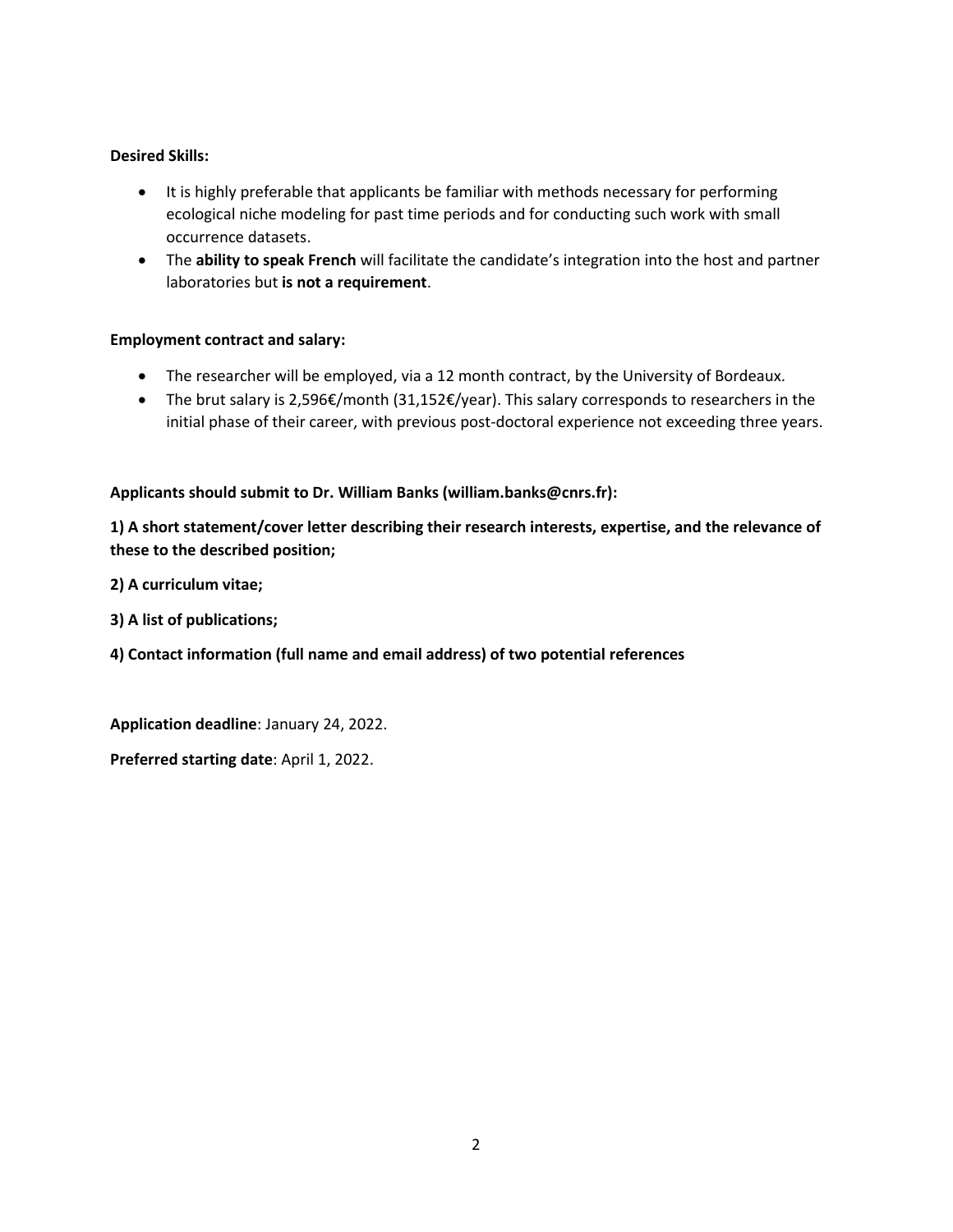**Desired Skills:**

- It is highly preferable that applicants be familiar with methods necessary for performing ecological niche modeling for past time periods and for conducting such work with small occurrence datasets.
- The **ability to speak French** will facilitate the candidate's integration into the host and partner laboratories but **is not a requirement**.

**Employment contract and salary:**

- The researcher will be employed, via a 12 month contract, by the University of Bordeaux.
- The brut salary is 2,596€/month (31,152€/year). This salary corresponds to researchers in the initial phase of their career, with previous post-doctoral experience not exceeding three years.

**Applicants should submit to Dr. William Banks (william.banks@cnrs.fr):**

**1) A short statement/cover letter describing their research interests, expertise, and the relevance of these to the described position;**

**2) A curriculum vitae;**

**3) A list of publications;**

**4) Contact information (full name and email address) of two potential references**

**Application deadline**: January 24, 2022.

**Preferred starting date**: April 1, 2022.